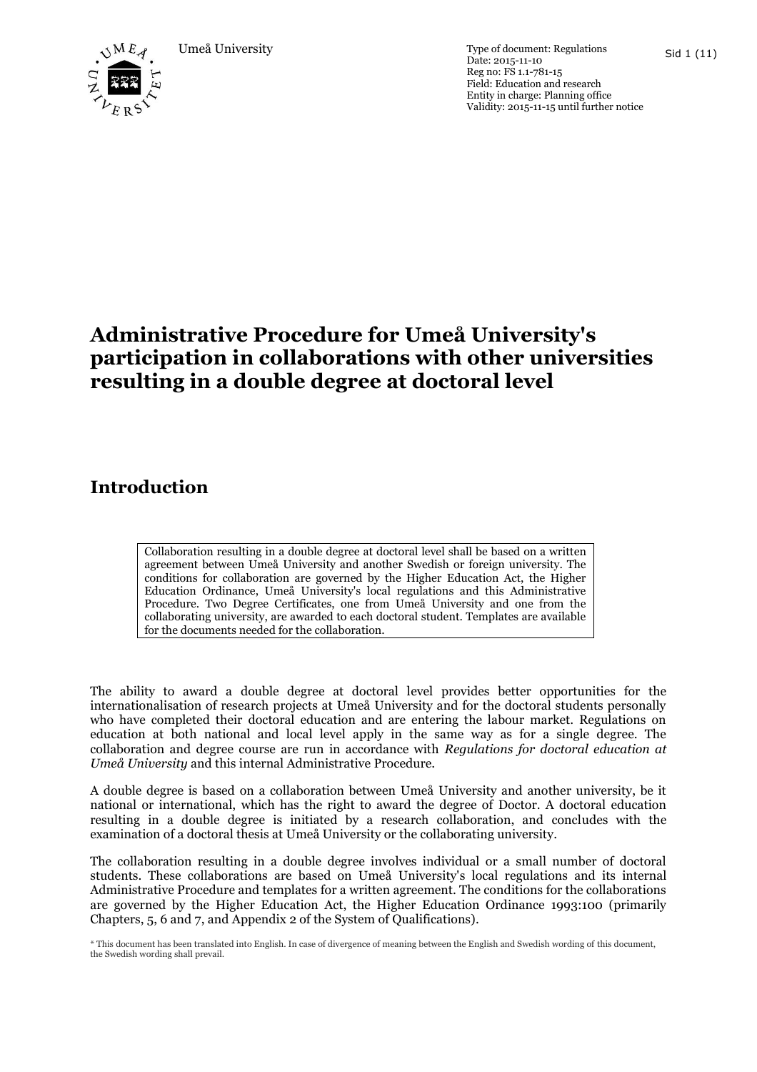Umeå University

Type of document: Regulations
Date: 2015-11-10
Reg no: FS 1.1-781-15
Field: Education and research
Entity in charge: Planning office
Validity: 2015-11-15 until further notice

# Administrative Procedure for Umeå University's participation in collaborations with other universities resulting in a double degree at doctoral level

## Introduction

> Collaboration resulting in a double degree at doctoral level shall be based on a written agreement between Umeå University and another Swedish or foreign university. The conditions for collaboration are governed by the Higher Education Act, the Higher Education Ordinance, Umeå University's local regulations and this Administrative Procedure. Two Degree Certificates, one from Umeå University and one from the collaborating university, are awarded to each doctoral student. Templates are available for the documents needed for the collaboration.

The ability to award a double degree at doctoral level provides better opportunities for the internationalisation of research projects at Umeå University and for the doctoral students personally who have completed their doctoral education and are entering the labour market. Regulations on education at both national and local level apply in the same way as for a single degree. The collaboration and degree course are run in accordance with *Regulations for doctoral education at Umeå University* and this internal Administrative Procedure.

A double degree is based on a collaboration between Umeå University and another university, be it national or international, which has the right to award the degree of Doctor. A doctoral education resulting in a double degree is initiated by a research collaboration, and concludes with the examination of a doctoral thesis at Umeå University or the collaborating university.

The collaboration resulting in a double degree involves individual or a small number of doctoral students. These collaborations are based on Umeå University's local regulations and its internal Administrative Procedure and templates for a written agreement. The conditions for the collaborations are governed by the Higher Education Act, the Higher Education Ordinance 1993:100 (primarily Chapters, 5, 6 and 7, and Appendix 2 of the System of Qualifications).

\* This document has been translated into English. In case of divergence of meaning between the English and Swedish wording of this document, the Swedish wording shall prevail.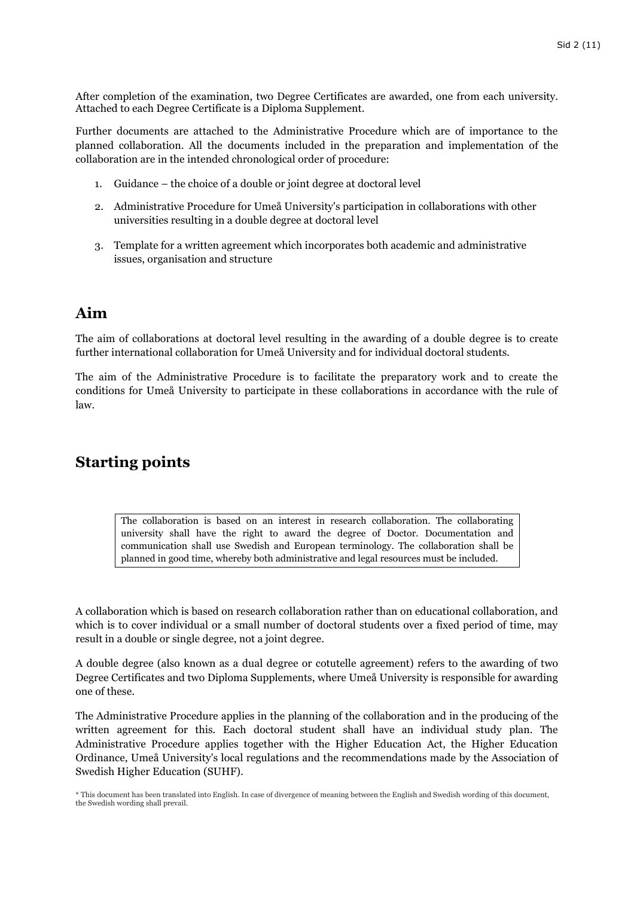After completion of the examination, two Degree Certificates are awarded, one from each university. Attached to each Degree Certificate is a Diploma Supplement.

Further documents are attached to the Administrative Procedure which are of importance to the planned collaboration. All the documents included in the preparation and implementation of the collaboration are in the intended chronological order of procedure:

1. Guidance – the choice of a double or joint degree at doctoral level
2. Administrative Procedure for Umeå University's participation in collaborations with other universities resulting in a double degree at doctoral level
3. Template for a written agreement which incorporates both academic and administrative issues, organisation and structure

## Aim

The aim of collaborations at doctoral level resulting in the awarding of a double degree is to create further international collaboration for Umeå University and for individual doctoral students.

The aim of the Administrative Procedure is to facilitate the preparatory work and to create the conditions for Umeå University to participate in these collaborations in accordance with the rule of law.

## Starting points

> The collaboration is based on an interest in research collaboration. The collaborating university shall have the right to award the degree of Doctor. Documentation and communication shall use Swedish and European terminology. The collaboration shall be planned in good time, whereby both administrative and legal resources must be included.

A collaboration which is based on research collaboration rather than on educational collaboration, and which is to cover individual or a small number of doctoral students over a fixed period of time, may result in a double or single degree, not a joint degree.

A double degree (also known as a dual degree or cotutelle agreement) refers to the awarding of two Degree Certificates and two Diploma Supplements, where Umeå University is responsible for awarding one of these.

The Administrative Procedure applies in the planning of the collaboration and in the producing of the written agreement for this. Each doctoral student shall have an individual study plan. The Administrative Procedure applies together with the Higher Education Act, the Higher Education Ordinance, Umeå University's local regulations and the recommendations made by the Association of Swedish Higher Education (SUHF).

* This document has been translated into English. In case of divergence of meaning between the English and Swedish wording of this document, the Swedish wording shall prevail.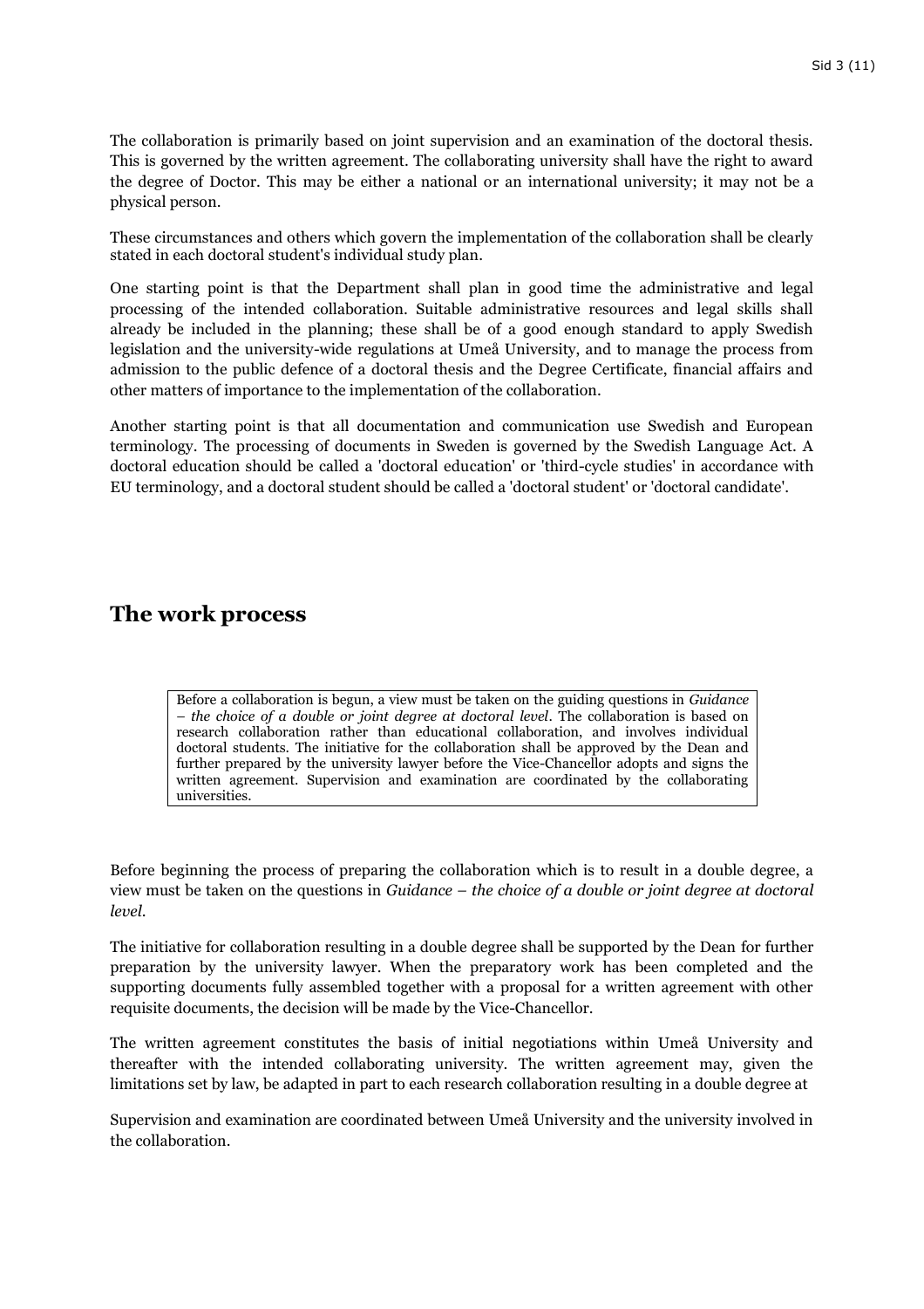The collaboration is primarily based on joint supervision and an examination of the doctoral thesis. This is governed by the written agreement. The collaborating university shall have the right to award the degree of Doctor. This may be either a national or an international university; it may not be a physical person.

These circumstances and others which govern the implementation of the collaboration shall be clearly stated in each doctoral student's individual study plan.

One starting point is that the Department shall plan in good time the administrative and legal processing of the intended collaboration. Suitable administrative resources and legal skills shall already be included in the planning; these shall be of a good enough standard to apply Swedish legislation and the university-wide regulations at Umeå University, and to manage the process from admission to the public defence of a doctoral thesis and the Degree Certificate, financial affairs and other matters of importance to the implementation of the collaboration.

Another starting point is that all documentation and communication use Swedish and European terminology. The processing of documents in Sweden is governed by the Swedish Language Act. A doctoral education should be called a 'doctoral education' or 'third-cycle studies' in accordance with EU terminology, and a doctoral student should be called a 'doctoral student' or 'doctoral candidate'.

## The work process

> Before a collaboration is begun, a view must be taken on the guiding questions in *Guidance – the choice of a double or joint degree at doctoral level*. The collaboration is based on research collaboration rather than educational collaboration, and involves individual doctoral students. The initiative for the collaboration shall be approved by the Dean and further prepared by the university lawyer before the Vice-Chancellor adopts and signs the written agreement. Supervision and examination are coordinated by the collaborating universities.

Before beginning the process of preparing the collaboration which is to result in a double degree, a view must be taken on the questions in *Guidance – the choice of a double or joint degree at doctoral level*.

The initiative for collaboration resulting in a double degree shall be supported by the Dean for further preparation by the university lawyer. When the preparatory work has been completed and the supporting documents fully assembled together with a proposal for a written agreement with other requisite documents, the decision will be made by the Vice-Chancellor.

The written agreement constitutes the basis of initial negotiations within Umeå University and thereafter with the intended collaborating university. The written agreement may, given the limitations set by law, be adapted in part to each research collaboration resulting in a double degree at

Supervision and examination are coordinated between Umeå University and the university involved in the collaboration.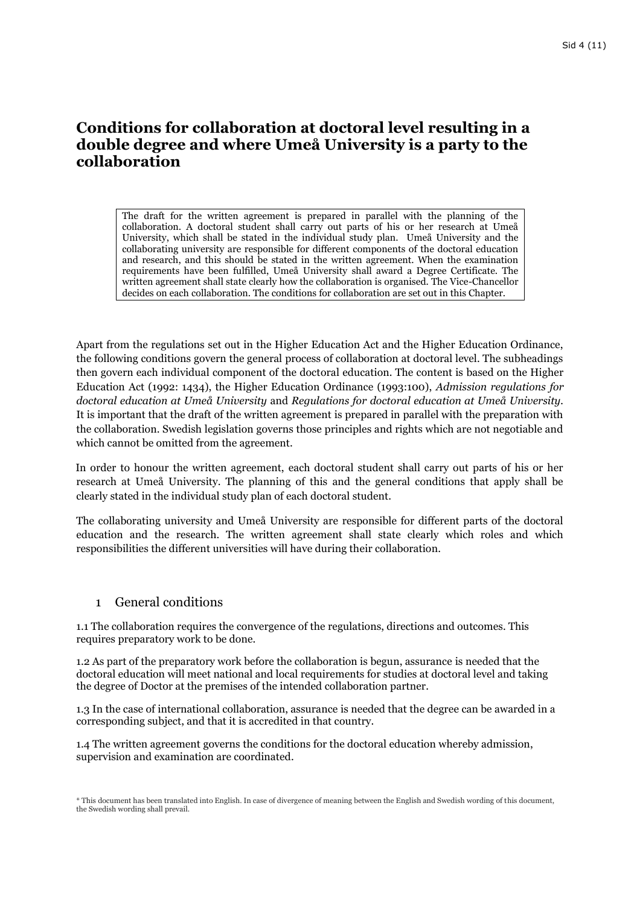# Conditions for collaboration at doctoral level resulting in a double degree and where Umeå University is a party to the collaboration

> The draft for the written agreement is prepared in parallel with the planning of the collaboration. A doctoral student shall carry out parts of his or her research at Umeå University, which shall be stated in the individual study plan. Umeå University and the collaborating university are responsible for different components of the doctoral education and research, and this should be stated in the written agreement. When the examination requirements have been fulfilled, Umeå University shall award a Degree Certificate. The written agreement shall state clearly how the collaboration is organised. The Vice-Chancellor decides on each collaboration. The conditions for collaboration are set out in this Chapter.

Apart from the regulations set out in the Higher Education Act and the Higher Education Ordinance, the following conditions govern the general process of collaboration at doctoral level. The subheadings then govern each individual component of the doctoral education. The content is based on the Higher Education Act (1992: 1434), the Higher Education Ordinance (1993:100), *Admission regulations for doctoral education at Umeå University* and *Regulations for doctoral education at Umeå University*. It is important that the draft of the written agreement is prepared in parallel with the preparation with the collaboration. Swedish legislation governs those principles and rights which are not negotiable and which cannot be omitted from the agreement.

In order to honour the written agreement, each doctoral student shall carry out parts of his or her research at Umeå University. The planning of this and the general conditions that apply shall be clearly stated in the individual study plan of each doctoral student.

The collaborating university and Umeå University are responsible for different parts of the doctoral education and the research. The written agreement shall state clearly which roles and which responsibilities the different universities will have during their collaboration.

## 1 General conditions

1.1 The collaboration requires the convergence of the regulations, directions and outcomes. This requires preparatory work to be done.

1.2 As part of the preparatory work before the collaboration is begun, assurance is needed that the doctoral education will meet national and local requirements for studies at doctoral level and taking the degree of Doctor at the premises of the intended collaboration partner.

1.3 In the case of international collaboration, assurance is needed that the degree can be awarded in a corresponding subject, and that it is accredited in that country.

1.4 The written agreement governs the conditions for the doctoral education whereby admission, supervision and examination are coordinated.

\* This document has been translated into English. In case of divergence of meaning between the English and Swedish wording of this document, the Swedish wording shall prevail.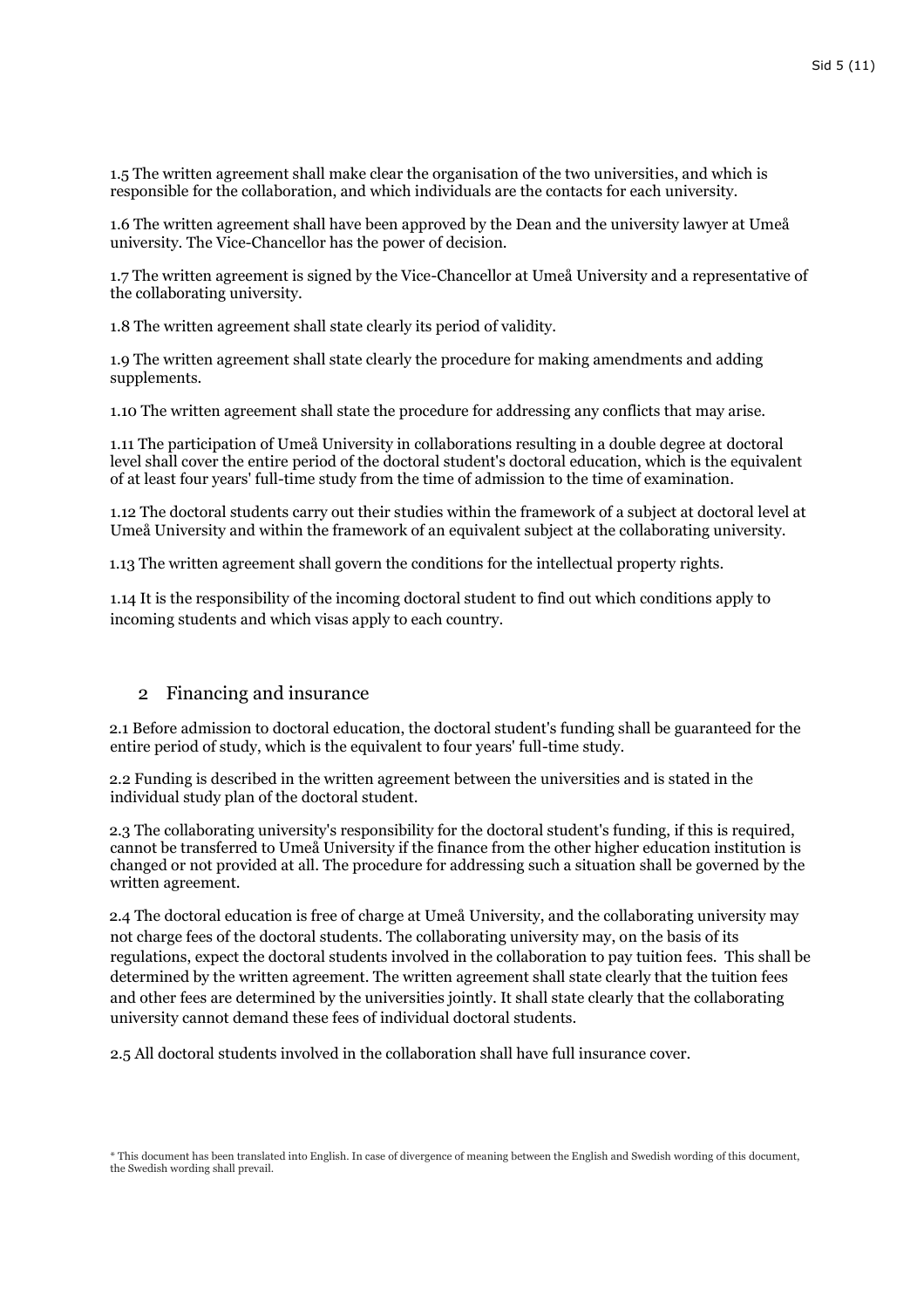1.5 The written agreement shall make clear the organisation of the two universities, and which is responsible for the collaboration, and which individuals are the contacts for each university.

1.6 The written agreement shall have been approved by the Dean and the university lawyer at Umeå university. The Vice-Chancellor has the power of decision.

1.7 The written agreement is signed by the Vice-Chancellor at Umeå University and a representative of the collaborating university.

1.8 The written agreement shall state clearly its period of validity.

1.9 The written agreement shall state clearly the procedure for making amendments and adding supplements.

1.10 The written agreement shall state the procedure for addressing any conflicts that may arise.

1.11 The participation of Umeå University in collaborations resulting in a double degree at doctoral level shall cover the entire period of the doctoral student's doctoral education, which is the equivalent of at least four years' full-time study from the time of admission to the time of examination.

1.12 The doctoral students carry out their studies within the framework of a subject at doctoral level at Umeå University and within the framework of an equivalent subject at the collaborating university.

1.13 The written agreement shall govern the conditions for the intellectual property rights.

1.14 It is the responsibility of the incoming doctoral student to find out which conditions apply to incoming students and which visas apply to each country.

## 2 Financing and insurance

2.1 Before admission to doctoral education, the doctoral student's funding shall be guaranteed for the entire period of study, which is the equivalent to four years' full-time study.

2.2 Funding is described in the written agreement between the universities and is stated in the individual study plan of the doctoral student.

2.3 The collaborating university's responsibility for the doctoral student's funding, if this is required, cannot be transferred to Umeå University if the finance from the other higher education institution is changed or not provided at all. The procedure for addressing such a situation shall be governed by the written agreement.

2.4 The doctoral education is free of charge at Umeå University, and the collaborating university may not charge fees of the doctoral students. The collaborating university may, on the basis of its regulations, expect the doctoral students involved in the collaboration to pay tuition fees. This shall be determined by the written agreement. The written agreement shall state clearly that the tuition fees and other fees are determined by the universities jointly. It shall state clearly that the collaborating university cannot demand these fees of individual doctoral students.

2.5 All doctoral students involved in the collaboration shall have full insurance cover.

\* This document has been translated into English. In case of divergence of meaning between the English and Swedish wording of this document, the Swedish wording shall prevail.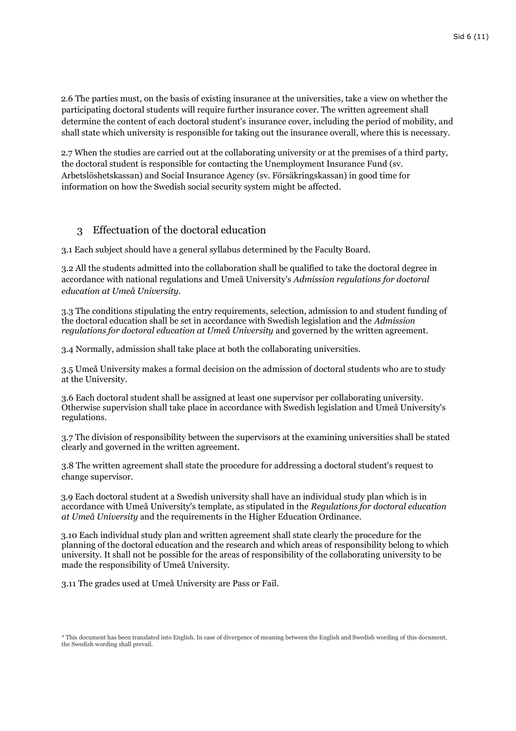2.6 The parties must, on the basis of existing insurance at the universities, take a view on whether the participating doctoral students will require further insurance cover. The written agreement shall determine the content of each doctoral student's insurance cover, including the period of mobility, and shall state which university is responsible for taking out the insurance overall, where this is necessary.

2.7 When the studies are carried out at the collaborating university or at the premises of a third party, the doctoral student is responsible for contacting the Unemployment Insurance Fund (sv. Arbetslöshetskassan) and Social Insurance Agency (sv. Försäkringskassan) in good time for information on how the Swedish social security system might be affected.

## 3 Effectuation of the doctoral education

3.1 Each subject should have a general syllabus determined by the Faculty Board.

3.2 All the students admitted into the collaboration shall be qualified to take the doctoral degree in accordance with national regulations and Umeå University's *Admission regulations for doctoral education at Umeå University*.

3.3 The conditions stipulating the entry requirements, selection, admission to and student funding of the doctoral education shall be set in accordance with Swedish legislation and the *Admission regulations for doctoral education at Umeå University* and governed by the written agreement.

3.4 Normally, admission shall take place at both the collaborating universities.

3.5 Umeå University makes a formal decision on the admission of doctoral students who are to study at the University.

3.6 Each doctoral student shall be assigned at least one supervisor per collaborating university. Otherwise supervision shall take place in accordance with Swedish legislation and Umeå University's regulations.

3.7 The division of responsibility between the supervisors at the examining universities shall be stated clearly and governed in the written agreement.

3.8 The written agreement shall state the procedure for addressing a doctoral student's request to change supervisor.

3.9 Each doctoral student at a Swedish university shall have an individual study plan which is in accordance with Umeå University's template, as stipulated in the *Regulations for doctoral education at Umeå University* and the requirements in the Higher Education Ordinance.

3.10 Each individual study plan and written agreement shall state clearly the procedure for the planning of the doctoral education and the research and which areas of responsibility belong to which university. It shall not be possible for the areas of responsibility of the collaborating university to be made the responsibility of Umeå University.

3.11 The grades used at Umeå University are Pass or Fail.

* This document has been translated into English. In case of divergence of meaning between the English and Swedish wording of this document, the Swedish wording shall prevail.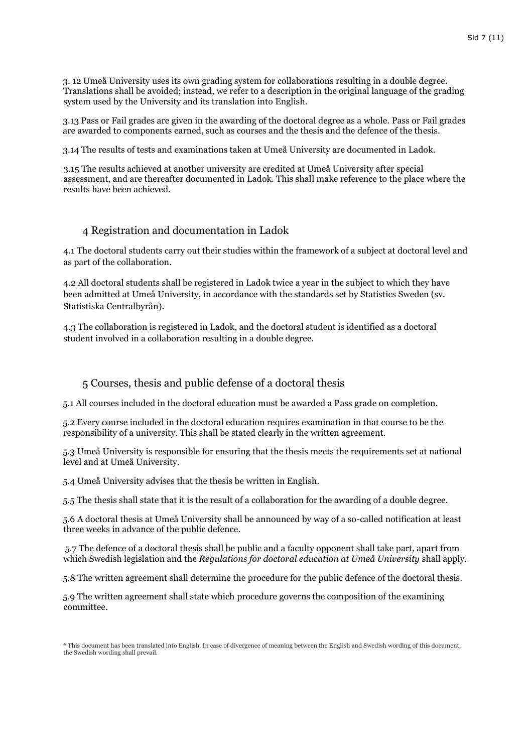3. 12 Umeå University uses its own grading system for collaborations resulting in a double degree. Translations shall be avoided; instead, we refer to a description in the original language of the grading system used by the University and its translation into English.

3.13 Pass or Fail grades are given in the awarding of the doctoral degree as a whole. Pass or Fail grades are awarded to components earned, such as courses and the thesis and the defence of the thesis.

3.14 The results of tests and examinations taken at Umeå University are documented in Ladok.

3.15 The results achieved at another university are credited at Umeå University after special assessment, and are thereafter documented in Ladok. This shall make reference to the place where the results have been achieved.

## 4 Registration and documentation in Ladok

4.1 The doctoral students carry out their studies within the framework of a subject at doctoral level and as part of the collaboration.

4.2 All doctoral students shall be registered in Ladok twice a year in the subject to which they have been admitted at Umeå University, in accordance with the standards set by Statistics Sweden (sv. Statistiska Centralbyrån).

4.3 The collaboration is registered in Ladok, and the doctoral student is identified as a doctoral student involved in a collaboration resulting in a double degree.

## 5 Courses, thesis and public defense of a doctoral thesis

5.1 All courses included in the doctoral education must be awarded a Pass grade on completion.

5.2 Every course included in the doctoral education requires examination in that course to be the responsibility of a university. This shall be stated clearly in the written agreement.

5.3 Umeå University is responsible for ensuring that the thesis meets the requirements set at national level and at Umeå University.

5.4 Umeå University advises that the thesis be written in English.

5.5 The thesis shall state that it is the result of a collaboration for the awarding of a double degree.

5.6 A doctoral thesis at Umeå University shall be announced by way of a so-called notification at least three weeks in advance of the public defence.

5.7 The defence of a doctoral thesis shall be public and a faculty opponent shall take part, apart from which Swedish legislation and the *Regulations for doctoral education at Umeå University* shall apply.

5.8 The written agreement shall determine the procedure for the public defence of the doctoral thesis.

5.9 The written agreement shall state which procedure governs the composition of the examining committee.

* This document has been translated into English. In case of divergence of meaning between the English and Swedish wording of this document, the Swedish wording shall prevail.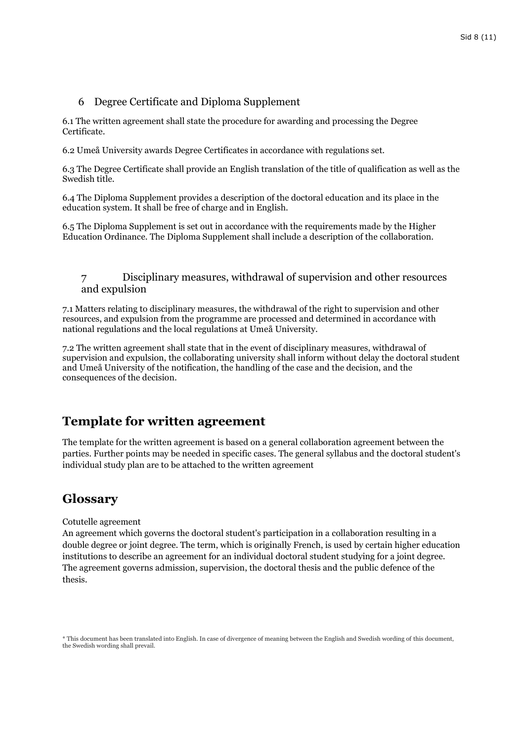## 6 Degree Certificate and Diploma Supplement

6.1 The written agreement shall state the procedure for awarding and processing the Degree Certificate.

6.2 Umeå University awards Degree Certificates in accordance with regulations set.

6.3 The Degree Certificate shall provide an English translation of the title of qualification as well as the Swedish title.

6.4 The Diploma Supplement provides a description of the doctoral education and its place in the education system. It shall be free of charge and in English.

6.5 The Diploma Supplement is set out in accordance with the requirements made by the Higher Education Ordinance. The Diploma Supplement shall include a description of the collaboration.

## 7 Disciplinary measures, withdrawal of supervision and other resources and expulsion

7.1 Matters relating to disciplinary measures, the withdrawal of the right to supervision and other resources, and expulsion from the programme are processed and determined in accordance with national regulations and the local regulations at Umeå University.

7.2 The written agreement shall state that in the event of disciplinary measures, withdrawal of supervision and expulsion, the collaborating university shall inform without delay the doctoral student and Umeå University of the notification, the handling of the case and the decision, and the consequences of the decision.

# Template for written agreement

The template for the written agreement is based on a general collaboration agreement between the parties. Further points may be needed in specific cases. The general syllabus and the doctoral student's individual study plan are to be attached to the written agreement

# Glossary

Cotutelle agreement
An agreement which governs the doctoral student's participation in a collaboration resulting in a double degree or joint degree. The term, which is originally French, is used by certain higher education institutions to describe an agreement for an individual doctoral student studying for a joint degree. The agreement governs admission, supervision, the doctoral thesis and the public defence of the thesis.

* This document has been translated into English. In case of divergence of meaning between the English and Swedish wording of this document, the Swedish wording shall prevail.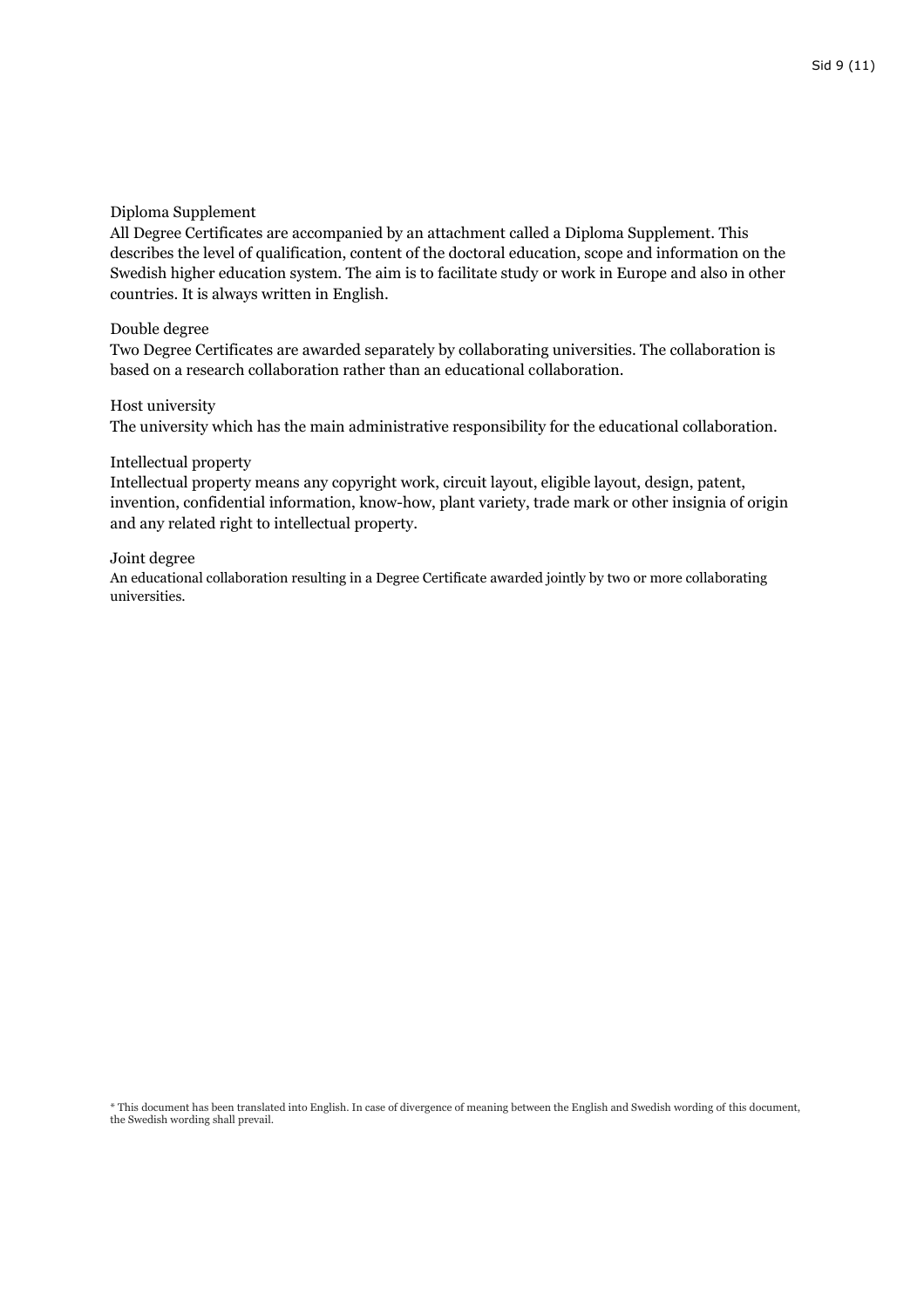Diploma Supplement

All Degree Certificates are accompanied by an attachment called a Diploma Supplement. This describes the level of qualification, content of the doctoral education, scope and information on the Swedish higher education system. The aim is to facilitate study or work in Europe and also in other countries. It is always written in English.

Double degree

Two Degree Certificates are awarded separately by collaborating universities. The collaboration is based on a research collaboration rather than an educational collaboration.

Host university

The university which has the main administrative responsibility for the educational collaboration.

Intellectual property

Intellectual property means any copyright work, circuit layout, eligible layout, design, patent, invention, confidential information, know-how, plant variety, trade mark or other insignia of origin and any related right to intellectual property.

Joint degree

An educational collaboration resulting in a Degree Certificate awarded jointly by two or more collaborating universities.

\* This document has been translated into English. In case of divergence of meaning between the English and Swedish wording of this document, the Swedish wording shall prevail.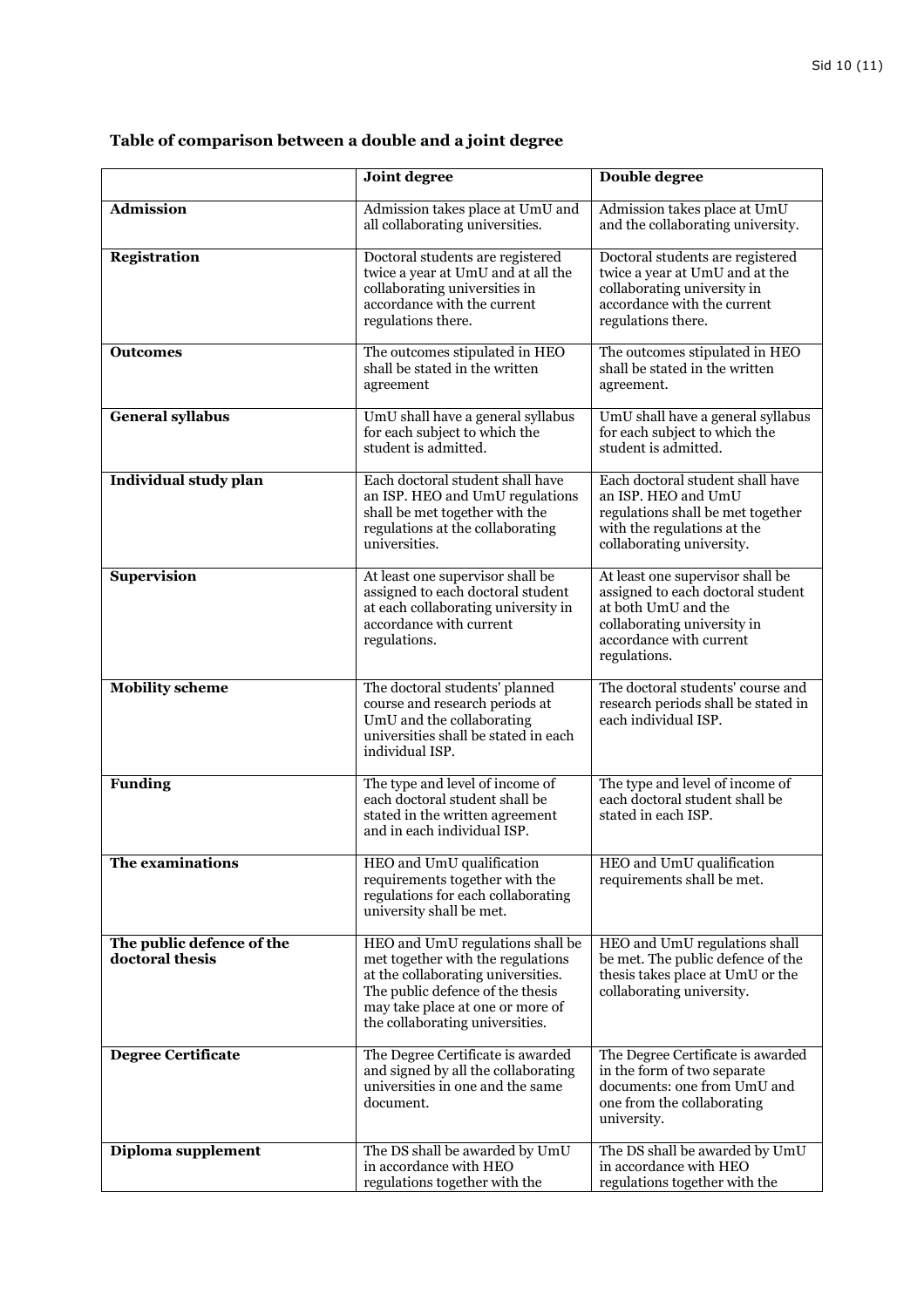**Table of comparison between a double and a joint degree**

| | Joint degree | Double degree |
|---|---|---|
| **Admission** | Admission takes place at UmU and all collaborating universities. | Admission takes place at UmU and the collaborating university. |
| **Registration** | Doctoral students are registered twice a year at UmU and at all the collaborating universities in accordance with the current regulations there. | Doctoral students are registered twice a year at UmU and at the collaborating university in accordance with the current regulations there. |
| **Outcomes** | The outcomes stipulated in HEO shall be stated in the written agreement | The outcomes stipulated in HEO shall be stated in the written agreement. |
| **General syllabus** | UmU shall have a general syllabus for each subject to which the student is admitted. | UmU shall have a general syllabus for each subject to which the student is admitted. |
| **Individual study plan** | Each doctoral student shall have an ISP. HEO and UmU regulations shall be met together with the regulations at the collaborating universities. | Each doctoral student shall have an ISP. HEO and UmU regulations shall be met together with the regulations at the collaborating university. |
| **Supervision** | At least one supervisor shall be assigned to each doctoral student at each collaborating university in accordance with current regulations. | At least one supervisor shall be assigned to each doctoral student at both UmU and the collaborating university in accordance with current regulations. |
| **Mobility scheme** | The doctoral students' planned course and research periods at UmU and the collaborating universities shall be stated in each individual ISP. | The doctoral students' course and research periods shall be stated in each individual ISP. |
| **Funding** | The type and level of income of each doctoral student shall be stated in the written agreement and in each individual ISP. | The type and level of income of each doctoral student shall be stated in each ISP. |
| **The examinations** | HEO and UmU qualification requirements together with the regulations for each collaborating university shall be met. | HEO and UmU qualification requirements shall be met. |
| **The public defence of the doctoral thesis** | HEO and UmU regulations shall be met together with the regulations at the collaborating universities. The public defence of the thesis may take place at one or more of the collaborating universities. | HEO and UmU regulations shall be met. The public defence of the thesis takes place at UmU or the collaborating university. |
| **Degree Certificate** | The Degree Certificate is awarded and signed by all the collaborating universities in one and the same document. | The Degree Certificate is awarded in the form of two separate documents: one from UmU and one from the collaborating university. |
| **Diploma supplement** | The DS shall be awarded by UmU in accordance with HEO regulations together with the | The DS shall be awarded by UmU in accordance with HEO regulations together with the |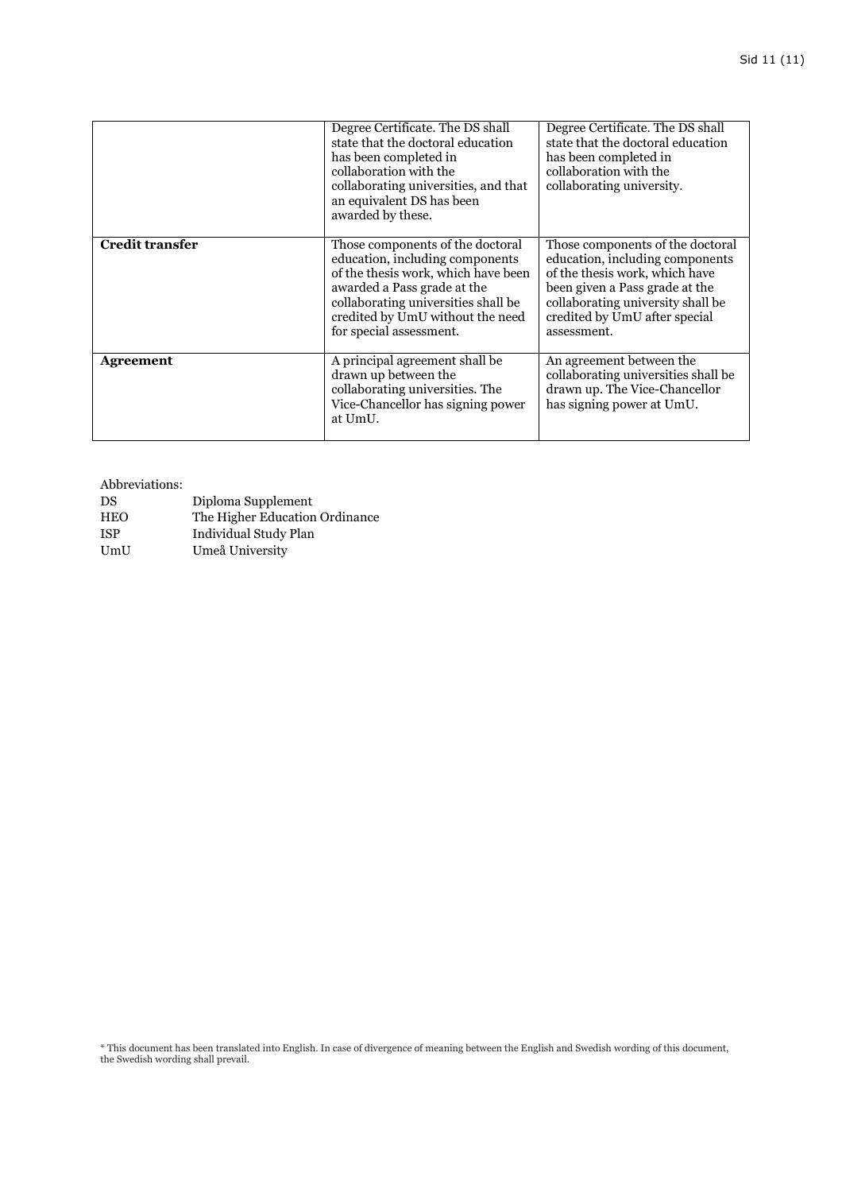| | | |
|---|---|---|
| | Degree Certificate. The DS shall state that the doctoral education has been completed in collaboration with the collaborating universities, and that an equivalent DS has been awarded by these. | Degree Certificate. The DS shall state that the doctoral education has been completed in collaboration with the collaborating university. |
| **Credit transfer** | Those components of the doctoral education, including components of the thesis work, which have been awarded a Pass grade at the collaborating universities shall be credited by UmU without the need for special assessment. | Those components of the doctoral education, including components of the thesis work, which have been given a Pass grade at the collaborating university shall be credited by UmU after special assessment. |
| **Agreement** | A principal agreement shall be drawn up between the collaborating universities. The Vice-Chancellor has signing power at UmU. | An agreement between the collaborating universities shall be drawn up. The Vice-Chancellor has signing power at UmU. |

Abbreviations:

| | |
|---|---|
| DS | Diploma Supplement |
| HEO | The Higher Education Ordinance |
| ISP | Individual Study Plan |
| UmU | Umeå University |

* This document has been translated into English. In case of divergence of meaning between the English and Swedish wording of this document, the Swedish wording shall prevail.